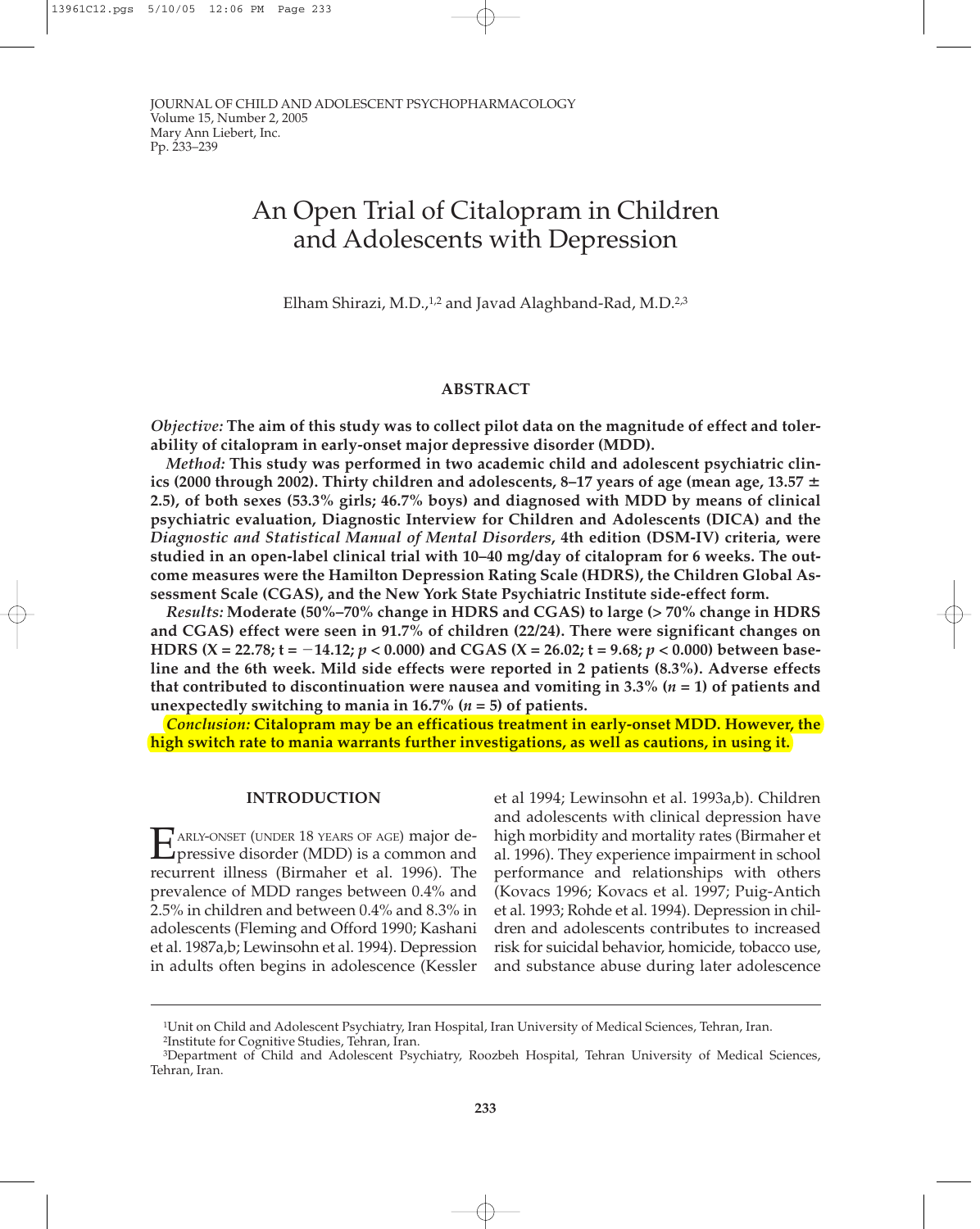# An Open Trial of Citalopram in Children and Adolescents with Depression

Elham Shirazi, M.D.,[1,2] and Javad Alaghband-Rad, M.D.[2,3]

## ABSTRACT

***Objective:*** **The aim of this study was to collect pilot data on the magnitude of effect and tolerability of citalopram in early-onset major depressive disorder (MDD).**

***Method:*** **This study was performed in two academic child and adolescent psychiatric clinics (2000 through 2002). Thirty children and adolescents, 8–17 years of age (mean age, 13.57 ± 2.5), of both sexes (53.3% girls; 46.7% boys) and diagnosed with MDD by means of clinical psychiatric evaluation, Diagnostic Interview for Children and Adolescents (DICA) and the *Diagnostic and Statistical Manual of Mental Disorders*, 4th edition (DSM-IV) criteria, were studied in an open-label clinical trial with 10–40 mg/day of citalopram for 6 weeks. The outcome measures were the Hamilton Depression Rating Scale (HDRS), the Children Global Assessment Scale (CGAS), and the New York State Psychiatric Institute side-effect form.**

***Results:*** **Moderate (50%–70% change in HDRS and CGAS) to large (> 70% change in HDRS and CGAS) effect were seen in 91.7% of children (22/24). There were significant changes on HDRS (X = 22.78; t = −14.12; $p$ < 0.000) and CGAS (X = 26.02; t = 9.68; $p$ < 0.000) between baseline and the 6th week. Mild side effects were reported in 2 patients (8.3%). Adverse effects that contributed to discontinuation were nausea and vomiting in 3.3% ($n$ = 1) of patients and unexpectedly switching to mania in 16.7% ($n$ = 5) of patients.**

***Conclusion:*** **Citalopram may be an efficatious treatment in early-onset MDD. However, the high switch rate to mania warrants further investigations, as well as cautions, in using it.**

## INTRODUCTION

Early-onset (under 18 years of age) major depressive disorder (MDD) is a common and recurrent illness (Birmaher et al. 1996). The prevalence of MDD ranges between 0.4% and 2.5% in children and between 0.4% and 8.3% in adolescents (Fleming and Offord 1990; Kashani et al. 1987a,b; Lewinsohn et al. 1994). Depression in adults often begins in adolescence (Kessler et al 1994; Lewinsohn et al. 1993a,b). Children and adolescents with clinical depression have high morbidity and mortality rates (Birmaher et al. 1996). They experience impairment in school performance and relationships with others (Kovacs 1996; Kovacs et al. 1997; Puig-Antich et al. 1993; Rohde et al. 1994). Depression in children and adolescents contributes to increased risk for suicidal behavior, homicide, tobacco use, and substance abuse during later adolescence

[1]Unit on Child and Adolescent Psychiatry, Iran Hospital, Iran University of Medical Sciences, Tehran, Iran.
[2]Institute for Cognitive Studies, Tehran, Iran.
[3]Department of Child and Adolescent Psychiatry, Roozbeh Hospital, Tehran University of Medical Sciences, Tehran, Iran.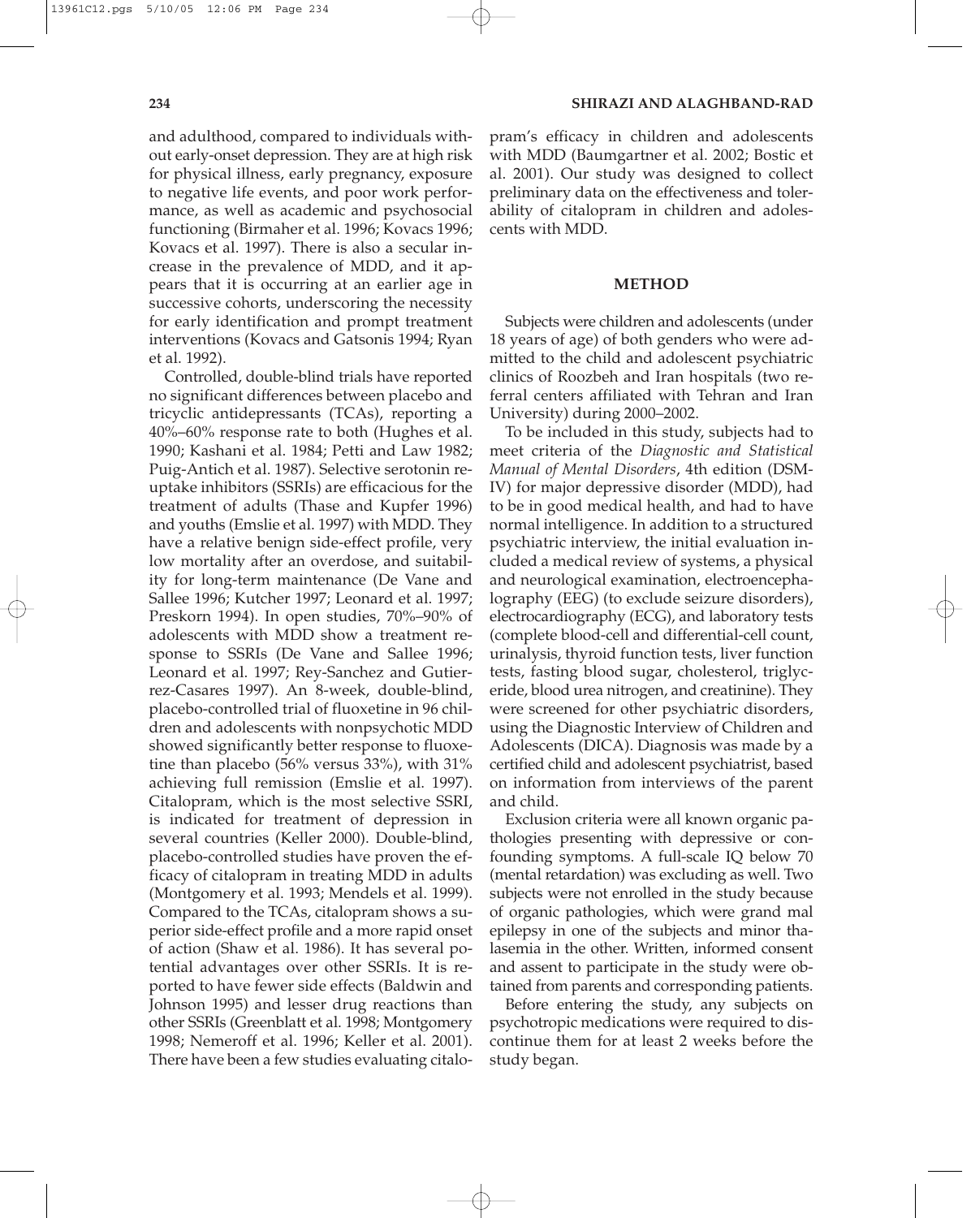and adulthood, compared to individuals without early-onset depression. They are at high risk for physical illness, early pregnancy, exposure to negative life events, and poor work performance, as well as academic and psychosocial functioning (Birmaher et al. 1996; Kovacs 1996; Kovacs et al. 1997). There is also a secular increase in the prevalence of MDD, and it appears that it is occurring at an earlier age in successive cohorts, underscoring the necessity for early identification and prompt treatment interventions (Kovacs and Gatsonis 1994; Ryan et al. 1992).

Controlled, double-blind trials have reported no significant differences between placebo and tricyclic antidepressants (TCAs), reporting a 40%–60% response rate to both (Hughes et al. 1990; Kashani et al. 1984; Petti and Law 1982; Puig-Antich et al. 1987). Selective serotonin reuptake inhibitors (SSRIs) are efficacious for the treatment of adults (Thase and Kupfer 1996) and youths (Emslie et al. 1997) with MDD. They have a relative benign side-effect profile, very low mortality after an overdose, and suitability for long-term maintenance (De Vane and Sallee 1996; Kutcher 1997; Leonard et al. 1997; Preskorn 1994). In open studies, 70%–90% of adolescents with MDD show a treatment response to SSRIs (De Vane and Sallee 1996; Leonard et al. 1997; Rey-Sanchez and Gutierrez-Casares 1997). An 8-week, double-blind, placebo-controlled trial of fluoxetine in 96 children and adolescents with nonpsychotic MDD showed significantly better response to fluoxetine than placebo (56% versus 33%), with 31% achieving full remission (Emslie et al. 1997). Citalopram, which is the most selective SSRI, is indicated for treatment of depression in several countries (Keller 2000). Double-blind, placebo-controlled studies have proven the efficacy of citalopram in treating MDD in adults (Montgomery et al. 1993; Mendels et al. 1999). Compared to the TCAs, citalopram shows a superior side-effect profile and a more rapid onset of action (Shaw et al. 1986). It has several potential advantages over other SSRIs. It is reported to have fewer side effects (Baldwin and Johnson 1995) and lesser drug reactions than other SSRIs (Greenblatt et al. 1998; Montgomery 1998; Nemeroff et al. 1996; Keller et al. 2001). There have been a few studies evaluating citalopram's efficacy in children and adolescents with MDD (Baumgartner et al. 2002; Bostic et al. 2001). Our study was designed to collect preliminary data on the effectiveness and tolerability of citalopram in children and adolescents with MDD.

## METHOD

Subjects were children and adolescents (under 18 years of age) of both genders who were admitted to the child and adolescent psychiatric clinics of Roozbeh and Iran hospitals (two referral centers affiliated with Tehran and Iran University) during 2000–2002.

To be included in this study, subjects had to meet criteria of the *Diagnostic and Statistical Manual of Mental Disorders*, 4th edition (DSM-IV) for major depressive disorder (MDD), had to be in good medical health, and had to have normal intelligence. In addition to a structured psychiatric interview, the initial evaluation included a medical review of systems, a physical and neurological examination, electroencephalography (EEG) (to exclude seizure disorders), electrocardiography (ECG), and laboratory tests (complete blood-cell and differential-cell count, urinalysis, thyroid function tests, liver function tests, fasting blood sugar, cholesterol, triglyceride, blood urea nitrogen, and creatinine). They were screened for other psychiatric disorders, using the Diagnostic Interview of Children and Adolescents (DICA). Diagnosis was made by a certified child and adolescent psychiatrist, based on information from interviews of the parent and child.

Exclusion criteria were all known organic pathologies presenting with depressive or confounding symptoms. A full-scale IQ below 70 (mental retardation) was excluding as well. Two subjects were not enrolled in the study because of organic pathologies, which were grand mal epilepsy in one of the subjects and minor thalasemia in the other. Written, informed consent and assent to participate in the study were obtained from parents and corresponding patients.

Before entering the study, any subjects on psychotropic medications were required to discontinue them for at least 2 weeks before the study began.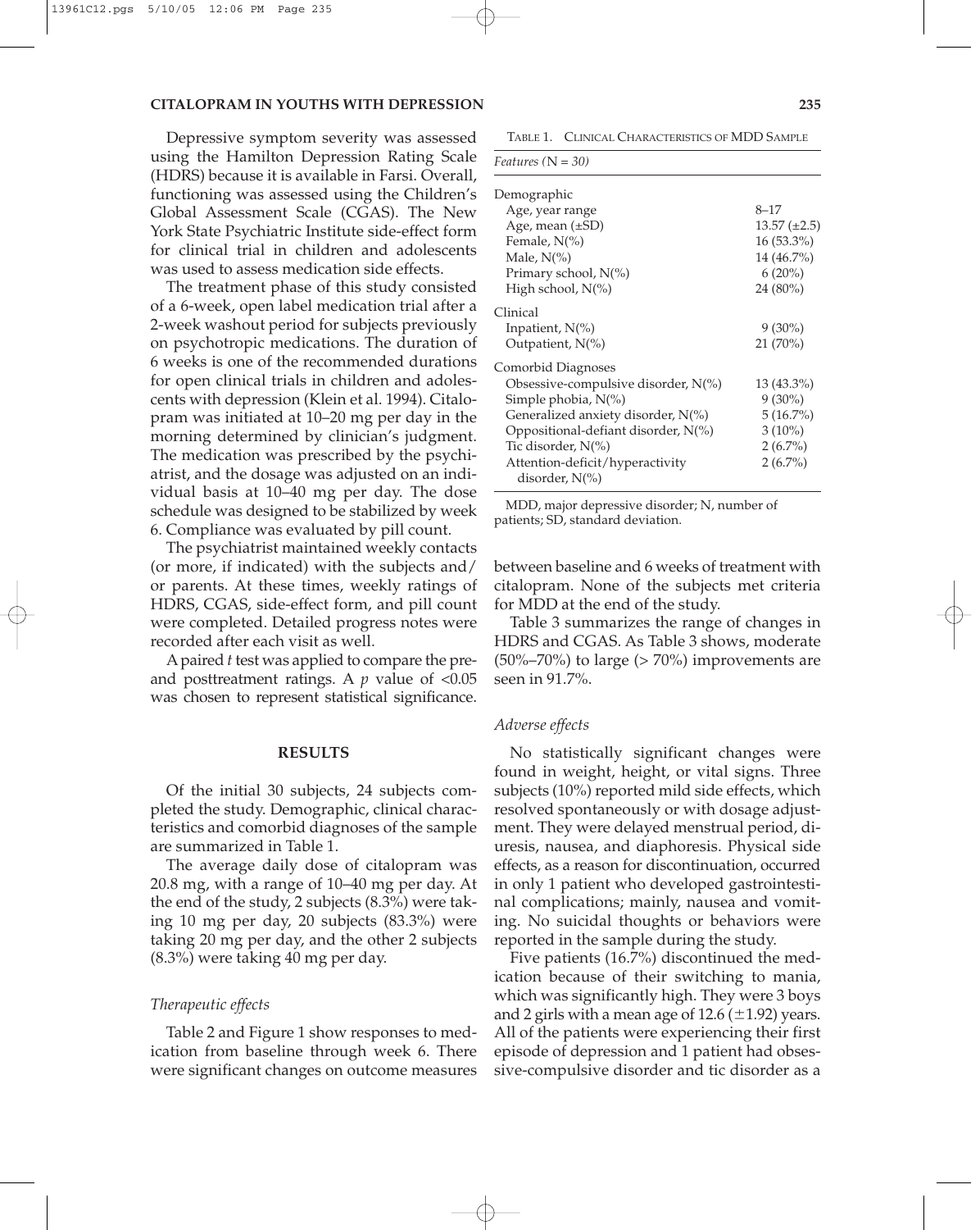Depressive symptom severity was assessed using the Hamilton Depression Rating Scale (HDRS) because it is available in Farsi. Overall, functioning was assessed using the Children's Global Assessment Scale (CGAS). The New York State Psychiatric Institute side-effect form for clinical trial in children and adolescents was used to assess medication side effects.

The treatment phase of this study consisted of a 6-week, open label medication trial after a 2-week washout period for subjects previously on psychotropic medications. The duration of 6 weeks is one of the recommended durations for open clinical trials in children and adolescents with depression (Klein et al. 1994). Citalopram was initiated at 10–20 mg per day in the morning determined by clinician's judgment. The medication was prescribed by the psychiatrist, and the dosage was adjusted on an individual basis at 10–40 mg per day. The dose schedule was designed to be stabilized by week 6. Compliance was evaluated by pill count.

The psychiatrist maintained weekly contacts (or more, if indicated) with the subjects and/or parents. At these times, weekly ratings of HDRS, CGAS, side-effect form, and pill count were completed. Detailed progress notes were recorded after each visit as well.

A paired *t* test was applied to compare the pre- and posttreatment ratings. A $p$ value of $<0.05$ was chosen to represent statistical significance.

## RESULTS

Of the initial 30 subjects, 24 subjects completed the study. Demographic, clinical characteristics and comorbid diagnoses of the sample are summarized in Table 1.

TABLE 1. CLINICAL CHARACTERISTICS OF MDD SAMPLE

| *Features (N = 30)* | |
|---|---|
| Demographic | |
| Age, year range | 8–17 |
| Age, mean (±SD) | 13.57 (±2.5) |
| Female, N(%) | 16 (53.3%) |
| Male, N(%) | 14 (46.7%) |
| Primary school, N(%) | 6 (20%) |
| High school, N(%) | 24 (80%) |
| Clinical | |
| Inpatient, N(%) | 9 (30%) |
| Outpatient, N(%) | 21 (70%) |
| Comorbid Diagnoses | |
| Obsessive-compulsive disorder, N(%) | 13 (43.3%) |
| Simple phobia, N(%) | 9 (30%) |
| Generalized anxiety disorder, N(%) | 5 (16.7%) |
| Oppositional-defiant disorder, N(%) | 3 (10%) |
| Tic disorder, N(%) | 2 (6.7%) |
| Attention-deficit/hyperactivity disorder, N(%) | 2 (6.7%) |

MDD, major depressive disorder; N, number of patients; SD, standard deviation.

The average daily dose of citalopram was 20.8 mg, with a range of 10–40 mg per day. At the end of the study, 2 subjects (8.3%) were taking 10 mg per day, 20 subjects (83.3%) were taking 20 mg per day, and the other 2 subjects (8.3%) were taking 40 mg per day.

### *Therapeutic effects*

Table 2 and Figure 1 show responses to medication from baseline through week 6. There were significant changes on outcome measures between baseline and 6 weeks of treatment with citalopram. None of the subjects met criteria for MDD at the end of the study.

Table 3 summarizes the range of changes in HDRS and CGAS. As Table 3 shows, moderate (50%–70%) to large (> 70%) improvements are seen in 91.7%.

### *Adverse effects*

No statistically significant changes were found in weight, height, or vital signs. Three subjects (10%) reported mild side effects, which resolved spontaneously or with dosage adjustment. They were delayed menstrual period, diuresis, nausea, and diaphoresis. Physical side effects, as a reason for discontinuation, occurred in only 1 patient who developed gastrointestinal complications; mainly, nausea and vomiting. No suicidal thoughts or behaviors were reported in the sample during the study.

Five patients (16.7%) discontinued the medication because of their switching to mania, which was significantly high. They were 3 boys and 2 girls with a mean age of 12.6 (±1.92) years. All of the patients were experiencing their first episode of depression and 1 patient had obsessive-compulsive disorder and tic disorder as a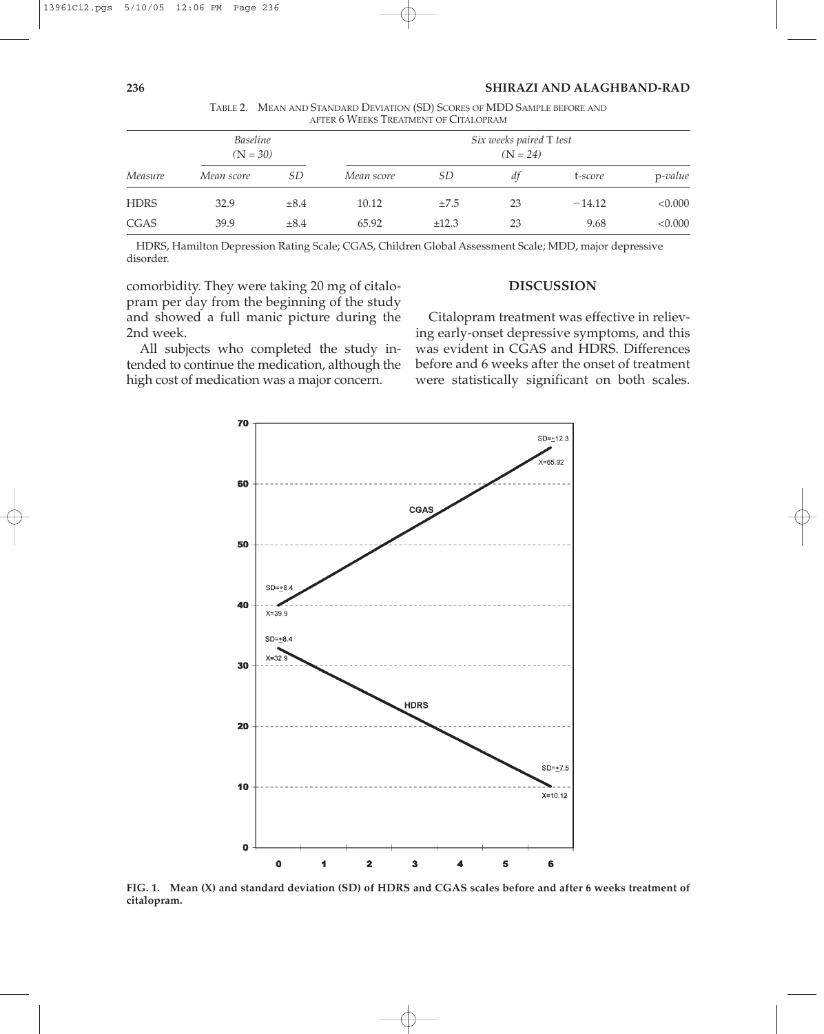TABLE 2. MEAN AND STANDARD DEVIATION (SD) SCORES OF MDD SAMPLE BEFORE AND AFTER 6 WEEKS TREATMENT OF CITALOPRAM

| | *Baseline* (N = *30*) | | *Six weeks paired* T *test* (N = *24*) | | | | |
|---|---|---|---|---|---|---|---|
| *Measure* | *Mean score* | *SD* | *Mean score* | *SD* | *df* | t-*score* | p-*value* |
| HDRS | 32.9 | ±8.4 | 10.12 | ±7.5 | 23 | −14.12 | <0.000 |
| CGAS | 39.9 | ±8.4 | 65.92 | ±12.3 | 23 | 9.68 | <0.000 |

HDRS, Hamilton Depression Rating Scale; CGAS, Children Global Assessment Scale; MDD, major depressive disorder.

comorbidity. They were taking 20 mg of citalopram per day from the beginning of the study and showed a full manic picture during the 2nd week.

All subjects who completed the study intended to continue the medication, although the high cost of medication was a major concern.

## DISCUSSION

Citalopram treatment was effective in relieving early-onset depressive symptoms, and this was evident in CGAS and HDRS. Differences before and 6 weeks after the onset of treatment were statistically significant on both scales.

**FIG. 1. Mean (X) and standard deviation (SD) of HDRS and CGAS scales before and after 6 weeks treatment of citalopram.**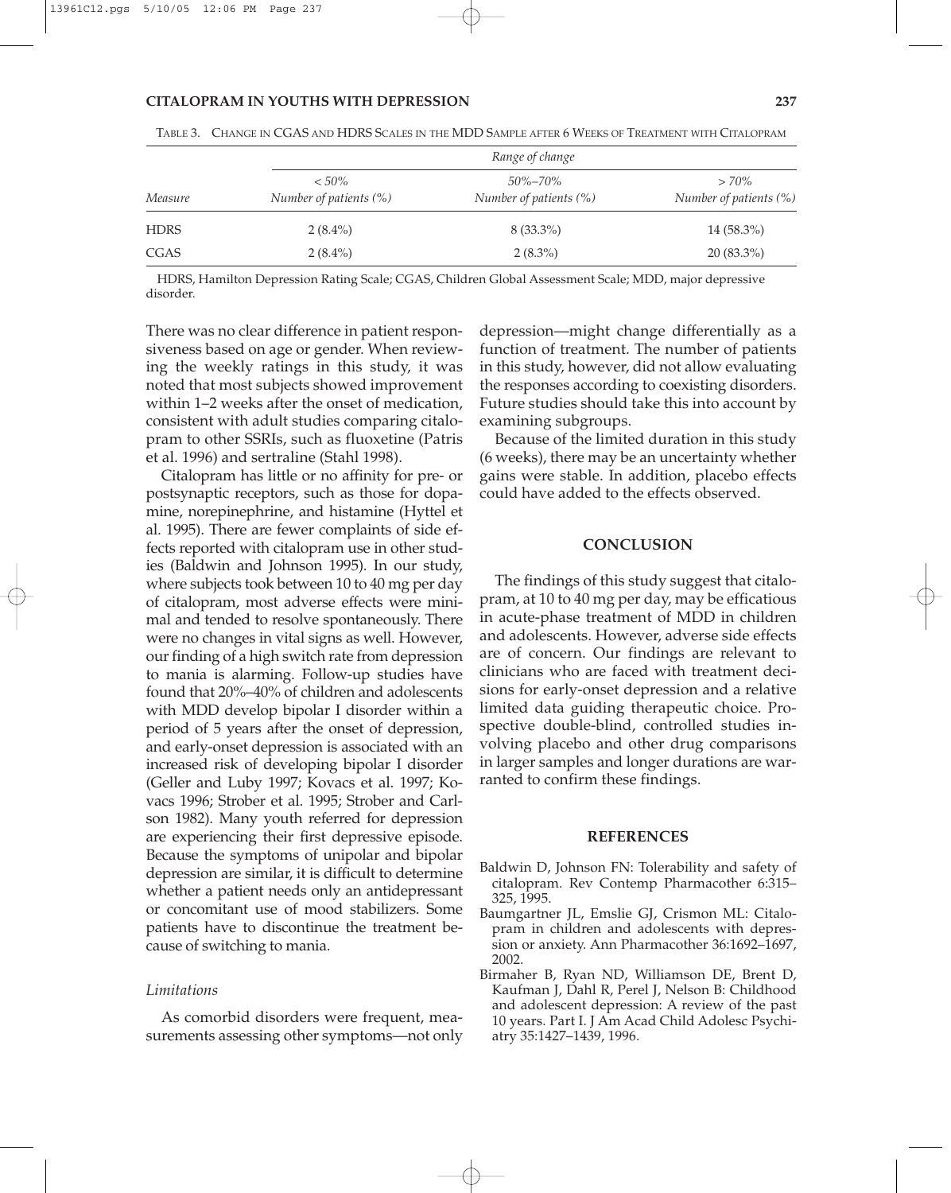TABLE 3. CHANGE IN CGAS AND HDRS SCALES IN THE MDD SAMPLE AFTER 6 WEEKS OF TREATMENT WITH CITALOPRAM

| | *Range of change* | | |
|---|---|---|---|
| *Measure* | *< 50%* *Number of patients (%)* | *50%–70%* *Number of patients (%)* | *> 70%* *Number of patients (%)* |
| HDRS | 2 (8.4%) | 8 (33.3%) | 14 (58.3%) |
| CGAS | 2 (8.4%) | 2 (8.3%) | 20 (83.3%) |

HDRS, Hamilton Depression Rating Scale; CGAS, Children Global Assessment Scale; MDD, major depressive disorder.

There was no clear difference in patient responsiveness based on age or gender. When reviewing the weekly ratings in this study, it was noted that most subjects showed improvement within 1–2 weeks after the onset of medication, consistent with adult studies comparing citalopram to other SSRIs, such as fluoxetine (Patris et al. 1996) and sertraline (Stahl 1998).

Citalopram has little or no affinity for pre- or postsynaptic receptors, such as those for dopamine, norepinephrine, and histamine (Hyttel et al. 1995). There are fewer complaints of side effects reported with citalopram use in other studies (Baldwin and Johnson 1995). In our study, where subjects took between 10 to 40 mg per day of citalopram, most adverse effects were minimal and tended to resolve spontaneously. There were no changes in vital signs as well. However, our finding of a high switch rate from depression to mania is alarming. Follow-up studies have found that 20%–40% of children and adolescents with MDD develop bipolar I disorder within a period of 5 years after the onset of depression, and early-onset depression is associated with an increased risk of developing bipolar I disorder (Geller and Luby 1997; Kovacs et al. 1997; Kovacs 1996; Strober et al. 1995; Strober and Carlson 1982). Many youth referred for depression are experiencing their first depressive episode. Because the symptoms of unipolar and bipolar depression are similar, it is difficult to determine whether a patient needs only an antidepressant or concomitant use of mood stabilizers. Some patients have to discontinue the treatment because of switching to mania.

### *Limitations*

As comorbid disorders were frequent, measurements assessing other symptoms—not only depression—might change differentially as a function of treatment. The number of patients in this study, however, did not allow evaluating the responses according to coexisting disorders. Future studies should take this into account by examining subgroups.

Because of the limited duration in this study (6 weeks), there may be an uncertainty whether gains were stable. In addition, placebo effects could have added to the effects observed.

## CONCLUSION

The findings of this study suggest that citalopram, at 10 to 40 mg per day, may be efficatious in acute-phase treatment of MDD in children and adolescents. However, adverse side effects are of concern. Our findings are relevant to clinicians who are faced with treatment decisions for early-onset depression and a relative limited data guiding therapeutic choice. Prospective double-blind, controlled studies involving placebo and other drug comparisons in larger samples and longer durations are warranted to confirm these findings.

## REFERENCES

- Baldwin D, Johnson FN: Tolerability and safety of citalopram. Rev Contemp Pharmacother 6:315–325, 1995.
- Baumgartner JL, Emslie GJ, Crismon ML: Citalopram in children and adolescents with depression or anxiety. Ann Pharmacother 36:1692–1697, 2002.
- Birmaher B, Ryan ND, Williamson DE, Brent D, Kaufman J, Dahl R, Perel J, Nelson B: Childhood and adolescent depression: A review of the past 10 years. Part I. J Am Acad Child Adolesc Psychiatry 35:1427–1439, 1996.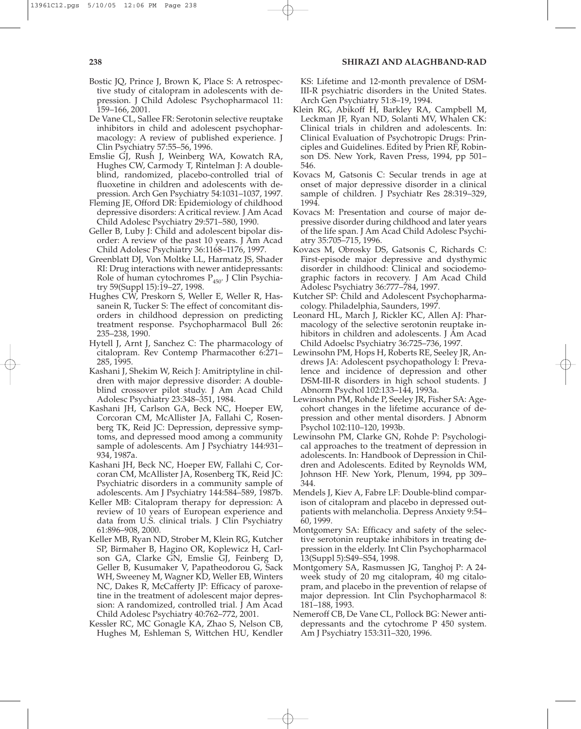Bostic JQ, Prince J, Brown K, Place S: A retrospective study of citalopram in adolescents with depression. J Child Adolesc Psychopharmacol 11: 159–166, 2001.

De Vane CL, Sallee FR: Serotonin selective reuptake inhibitors in child and adolescent psychopharmacology: A review of published experience. J Clin Psychiatry 57:55–56, 1996.

Emslie GJ, Rush J, Weinberg WA, Kowatch RA, Hughes CW, Carmody T, Rintelman J: A double-blind, randomized, placebo-controlled trial of fluoxetine in children and adolescents with depression. Arch Gen Psychiatry 54:1031–1037, 1997.

Fleming JE, Offord DR: Epidemiology of childhood depressive disorders: A critical review. J Am Acad Child Adolesc Psychiatry 29:571–580, 1990.

Geller B, Luby J: Child and adolescent bipolar disorder: A review of the past 10 years. J Am Acad Child Adolesc Psychiatry 36:1168–1176, 1997.

Greenblatt DJ, Von Moltke LL, Harmatz JS, Shader RI: Drug interactions with newer antidepressants: Role of human cytochromes $P_{450}$. J Clin Psychiatry 59(Suppl 15):19–27, 1998.

Hughes CW, Preskorn S, Weller E, Weller R, Hassanein R, Tucker S: The effect of concomitant disorders in childhood depression on predicting treatment response. Psychopharmacol Bull 26: 235–238, 1990.

Hytell J, Arnt J, Sanchez C: The pharmacology of citalopram. Rev Contemp Pharmacother 6:271–285, 1995.

Kashani J, Shekim W, Reich J: Amitriptyline in children with major depressive disorder: A double-blind crossover pilot study. J Am Acad Child Adolesc Psychiatry 23:348–351, 1984.

Kashani JH, Carlson GA, Beck NC, Hoeper EW, Corcoran CM, McAllister JA, Fallahi C, Rosenberg TK, Reid JC: Depression, depressive symptoms, and depressed mood among a community sample of adolescents. Am J Psychiatry 144:931–934, 1987a.

Kashani JH, Beck NC, Hoeper EW, Fallahi C, Corcoran CM, McAllister JA, Rosenberg TK, Reid JC: Psychiatric disorders in a community sample of adolescents. Am J Psychiatry 144:584–589, 1987b.

Keller MB: Citalopram therapy for depression: A review of 10 years of European experience and data from U.S. clinical trials. J Clin Psychiatry 61:896–908, 2000.

Keller MB, Ryan ND, Strober M, Klein RG, Kutcher SP, Birmaher B, Hagino OR, Koplewicz H, Carlson GA, Clarke GN, Emslie GJ, Feinberg D, Geller B, Kusumaker V, Papatheodorou G, Sack WH, Sweeney M, Wagner KD, Weller EB, Winters NC, Dakes R, McCafferty JP: Efficacy of paroxetine in the treatment of adolescent major depression: A randomized, controlled trial. J Am Acad Child Adolesc Psychiatry 40:762–772, 2001.

Kessler RC, MC Gonagle KA, Zhao S, Nelson CB, Hughes M, Eshleman S, Wittchen HU, Kendler KS: Lifetime and 12-month prevalence of DSM-III-R psychiatric disorders in the United States. Arch Gen Psychiatry 51:8–19, 1994.

Klein RG, Abikoff H, Barkley RA, Campbell M, Leckman JF, Ryan ND, Solanti MV, Whalen CK: Clinical trials in children and adolescents. In: Clinical Evaluation of Psychotropic Drugs: Principles and Guidelines. Edited by Prien RF, Robinson DS. New York, Raven Press, 1994, pp 501–546.

Kovacs M, Gatsonis C: Secular trends in age at onset of major depressive disorder in a clinical sample of children. J Psychiatr Res 28:319–329, 1994.

Kovacs M: Presentation and course of major depressive disorder during childhood and later years of the life span. J Am Acad Child Adolesc Psychiatry 35:705–715, 1996.

Kovacs M, Obrosky DS, Gatsonis C, Richards C: First-episode major depressive and dysthymic disorder in childhood: Clinical and sociodemographic factors in recovery. J Am Acad Child Adolesc Psychiatry 36:777–784, 1997.

Kutcher SP: Child and Adolescent Psychopharmacology. Philadelphia, Saunders, 1997.

Leonard HL, March J, Rickler KC, Allen AJ: Pharmacology of the selective serotonin reuptake inhibitors in children and adolescents. J Am Acad Child Adoelsc Psychiatry 36:725–736, 1997.

Lewinsohn PM, Hops H, Roberts RE, Seeley JR, Andrews JA: Adolescent psychopathology I: Prevalence and incidence of depression and other DSM-III-R disorders in high school students. J Abnorm Psychol 102:133–144, 1993a.

Lewinsohn PM, Rohde P, Seeley JR, Fisher SA: Age-cohort changes in the lifetime accurance of depression and other mental disorders. J Abnorm Psychol 102:110–120, 1993b.

Lewinsohn PM, Clarke GN, Rohde P: Psychological approaches to the treatment of depression in adolescents. In: Handbook of Depression in Children and Adolescents. Edited by Reynolds WM, Johnson HF. New York, Plenum, 1994, pp 309–344.

Mendels J, Kiev A, Fabre LF: Double-blind comparison of citalopram and placebo in depressed outpatients with melancholia. Depress Anxiety 9:54–60, 1999.

Montgomery SA: Efficacy and safety of the selective serotonin reuptake inhibitors in treating depression in the elderly. Int Clin Psychopharmacol 13(Suppl 5):S49–S54, 1998.

Montgomery SA, Rasmussen JG, Tanghoj P: A 24-week study of 20 mg citalopram, 40 mg citalopram, and placebo in the prevention of relapse of major depression. Int Clin Psychopharmacol 8: 181–188, 1993.

Nemeroff CB, De Vane CL, Pollock BG: Newer antidepressants and the cytochrome P 450 system. Am J Psychiatry 153:311–320, 1996.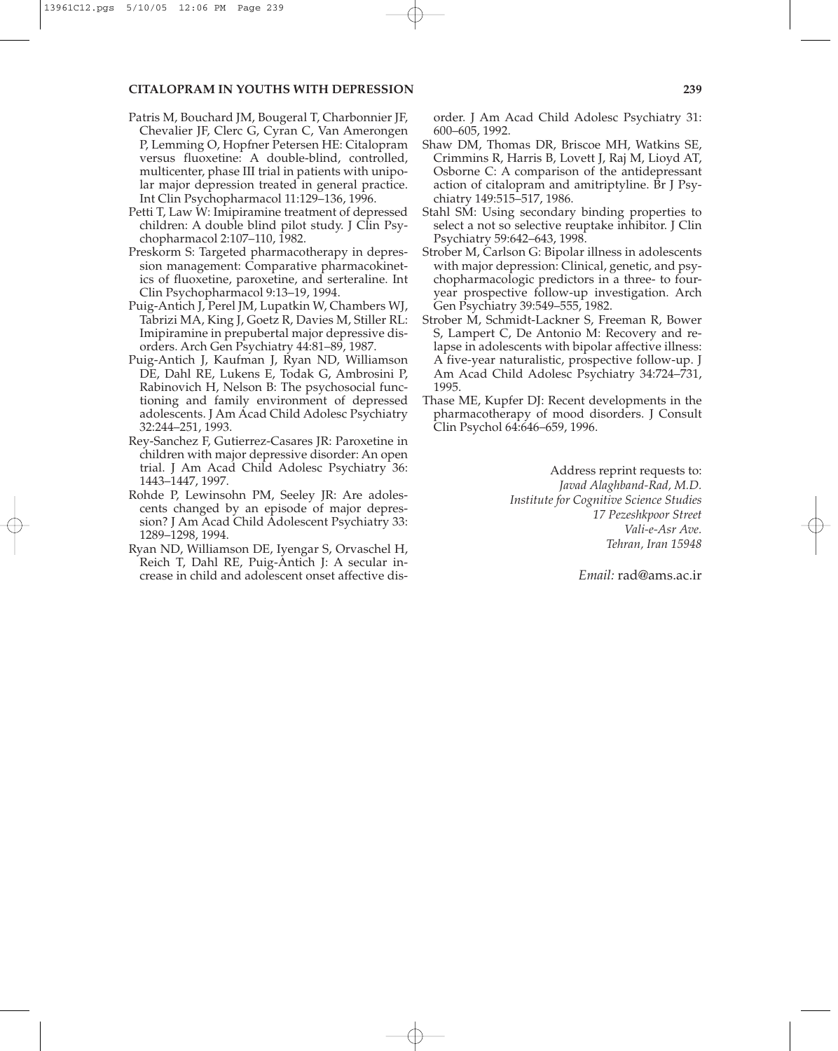Patris M, Bouchard JM, Bougeral T, Charbonnier JF, Chevalier JF, Clerc G, Cyran C, Van Amerongen P, Lemming O, Hopfner Petersen HE: Citalopram versus fluoxetine: A double-blind, controlled, multicenter, phase III trial in patients with unipolar major depression treated in general practice. Int Clin Psychopharmacol 11:129–136, 1996.

Petti T, Law W: Imipiramine treatment of depressed children: A double blind pilot study. J Clin Psychopharmacol 2:107–110, 1982.

Preskorm S: Targeted pharmacotherapy in depression management: Comparative pharmacokinetics of fluoxetine, paroxetine, and serteraline. Int Clin Psychopharmacol 9:13–19, 1994.

Puig-Antich J, Perel JM, Lupatkin W, Chambers WJ, Tabrizi MA, King J, Goetz R, Davies M, Stiller RL: Imipiramine in prepubertal major depressive disorders. Arch Gen Psychiatry 44:81–89, 1987.

Puig-Antich J, Kaufman J, Ryan ND, Williamson DE, Dahl RE, Lukens E, Todak G, Ambrosini P, Rabinovich H, Nelson B: The psychosocial functioning and family environment of depressed adolescents. J Am Acad Child Adolesc Psychiatry 32:244–251, 1993.

Rey-Sanchez F, Gutierrez-Casares JR: Paroxetine in children with major depressive disorder: An open trial. J Am Acad Child Adolesc Psychiatry 36: 1443–1447, 1997.

Rohde P, Lewinsohn PM, Seeley JR: Are adolescents changed by an episode of major depression? J Am Acad Child Adolescent Psychiatry 33: 1289–1298, 1994.

Ryan ND, Williamson DE, Iyengar S, Orvaschel H, Reich T, Dahl RE, Puig-Antich J: A secular increase in child and adolescent onset affective disorder. J Am Acad Child Adolesc Psychiatry 31: 600–605, 1992.

Shaw DM, Thomas DR, Briscoe MH, Watkins SE, Crimmins R, Harris B, Lovett J, Raj M, Lioyd AT, Osborne C: A comparison of the antidepressant action of citalopram and amitriptyline. Br J Psychiatry 149:515–517, 1986.

Stahl SM: Using secondary binding properties to select a not so selective reuptake inhibitor. J Clin Psychiatry 59:642–643, 1998.

Strober M, Carlson G: Bipolar illness in adolescents with major depression: Clinical, genetic, and psychopharmacologic predictors in a three- to four-year prospective follow-up investigation. Arch Gen Psychiatry 39:549–555, 1982.

Strober M, Schmidt-Lackner S, Freeman R, Bower S, Lampert C, De Antonio M: Recovery and relapse in adolescents with bipolar affective illness: A five-year naturalistic, prospective follow-up. J Am Acad Child Adolesc Psychiatry 34:724–731, 1995.

Thase ME, Kupfer DJ: Recent developments in the pharmacotherapy of mood disorders. J Consult Clin Psychol 64:646–659, 1996.

Address reprint requests to:
*Javad Alaghband-Rad, M.D.*
*Institute for Cognitive Science Studies*
*17 Pezeshkpoor Street*
*Vali-e-Asr Ave.*
*Tehran, Iran 15948*

*Email:* rad@ams.ac.ir